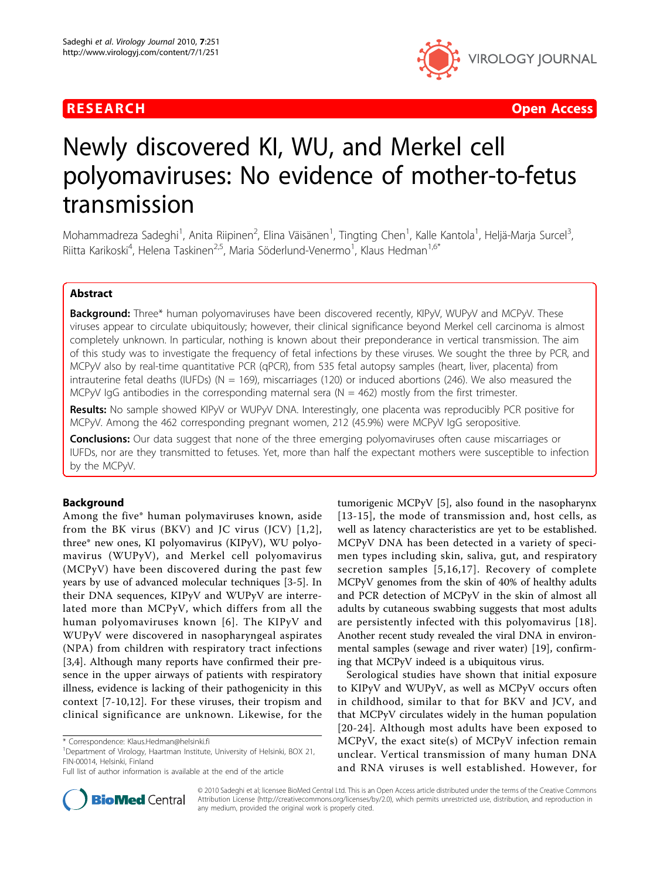**RESEARCH** **Open Access**

# Newly discovered KI, WU, and Merkel cell polyomaviruses: No evidence of mother-to-fetus transmission

Mohammadreza Sadeghi[1], Anita Riipinen[2], Elina Väisänen[1], Tingting Chen[1], Kalle Kantola[1], Heljä-Marja Surcel[3], Riitta Karikoski[4], Helena Taskinen[2,5], Maria Söderlund-Venermo[1], Klaus Hedman[1,6*]

## Abstract

**Background:** Three* human polyomaviruses have been discovered recently, KIPyV, WUPyV and MCPyV. These viruses appear to circulate ubiquitously; however, their clinical significance beyond Merkel cell carcinoma is almost completely unknown. In particular, nothing is known about their preponderance in vertical transmission. The aim of this study was to investigate the frequency of fetal infections by these viruses. We sought the three by PCR, and MCPyV also by real-time quantitative PCR (qPCR), from 535 fetal autopsy samples (heart, liver, placenta) from intrauterine fetal deaths (IUFDs) (N = 169), miscarriages (120) or induced abortions (246). We also measured the MCPyV IgG antibodies in the corresponding maternal sera (N = 462) mostly from the first trimester.

**Results:** No sample showed KIPyV or WUPyV DNA. Interestingly, one placenta was reproducibly PCR positive for MCPyV. Among the 462 corresponding pregnant women, 212 (45.9%) were MCPyV IgG seropositive.

**Conclusions:** Our data suggest that none of the three emerging polyomaviruses often cause miscarriages or IUFDs, nor are they transmitted to fetuses. Yet, more than half the expectant mothers were susceptible to infection by the MCPyV.

## Background

Among the five* human polymaviruses known, aside from the BK virus (BKV) and JC virus (JCV) [1,2], three* new ones, KI polyomavirus (KIPyV), WU polyomavirus (WUPyV), and Merkel cell polyomavirus (MCPyV) have been discovered during the past few years by use of advanced molecular techniques [3-5]. In their DNA sequences, KIPyV and WUPyV are interrelated more than MCPyV, which differs from all the human polyomaviruses known [6]. The KIPyV and WUPyV were discovered in nasopharyngeal aspirates (NPA) from children with respiratory tract infections [3,4]. Although many reports have confirmed their presence in the upper airways of patients with respiratory illness, evidence is lacking of their pathogenicity in this context [7-10,12]. For these viruses, their tropism and clinical significance are unknown. Likewise, for the tumorigenic MCPyV [5], also found in the nasopharynx [13-15], the mode of transmission and, host cells, as well as latency characteristics are yet to be established. MCPyV DNA has been detected in a variety of specimen types including skin, saliva, gut, and respiratory secretion samples [5,16,17]. Recovery of complete MCPyV genomes from the skin of 40% of healthy adults and PCR detection of MCPyV in the skin of almost all adults by cutaneous swabbing suggests that most adults are persistently infected with this polyomavirus [18]. Another recent study revealed the viral DNA in environmental samples (sewage and river water) [19], confirming that MCPyV indeed is a ubiquitous virus.

Serological studies have shown that initial exposure to KIPyV and WUPyV, as well as MCPyV occurs often in childhood, similar to that for BKV and JCV, and that MCPyV circulates widely in the human population [20-24]. Although most adults have been exposed to MCPyV, the exact site(s) of MCPyV infection remain unclear. Vertical transmission of many human DNA and RNA viruses is well established. However, for

\* Correspondence: Klaus.Hedman@helsinki.fi
[1]Department of Virology, Haartman Institute, University of Helsinki, BOX 21, FIN-00014, Helsinki, Finland
Full list of author information is available at the end of the article

© 2010 Sadeghi et al; licensee BioMed Central Ltd. This is an Open Access article distributed under the terms of the Creative Commons Attribution License (http://creativecommons.org/licenses/by/2.0), which permits unrestricted use, distribution, and reproduction in any medium, provided the original work is properly cited.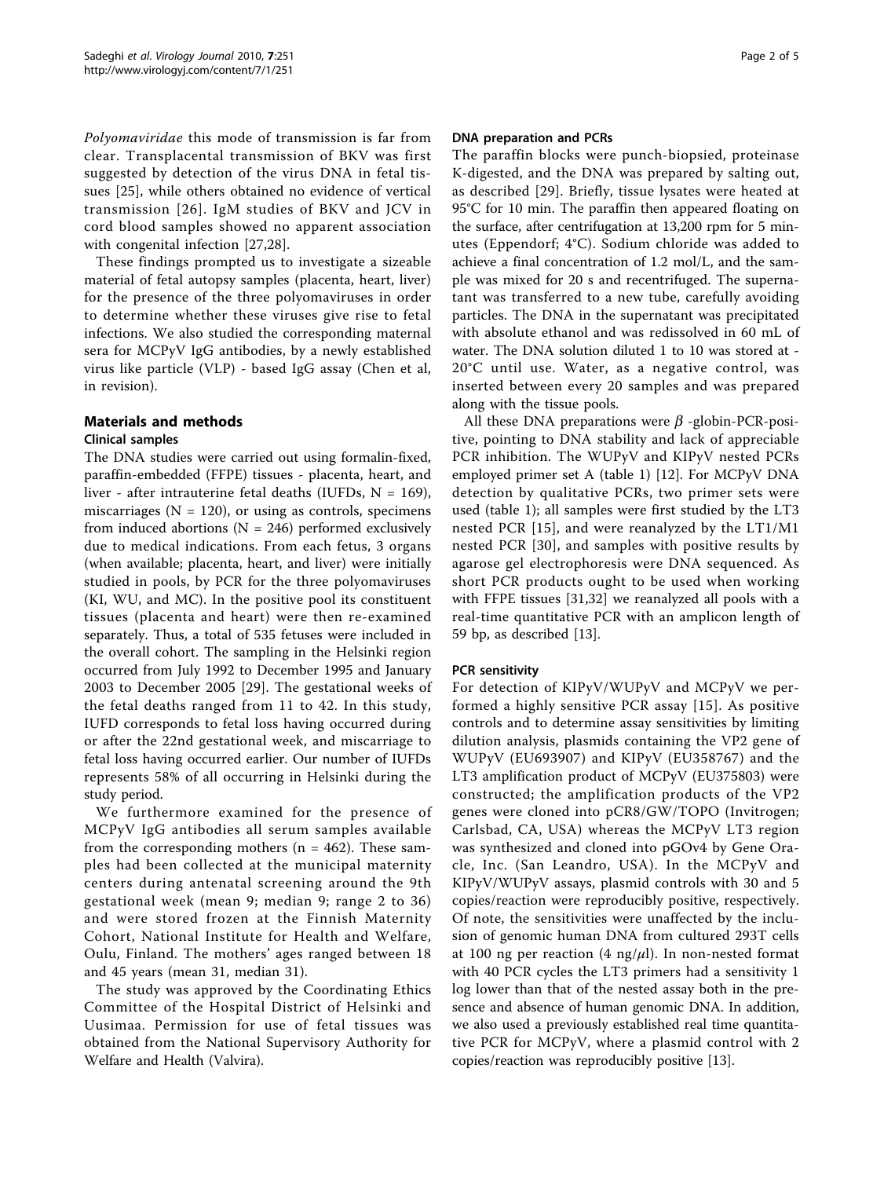*Polyomaviridae* this mode of transmission is far from clear. Transplacental transmission of BKV was first suggested by detection of the virus DNA in fetal tissues [25], while others obtained no evidence of vertical transmission [26]. IgM studies of BKV and JCV in cord blood samples showed no apparent association with congenital infection [27,28].

These findings prompted us to investigate a sizeable material of fetal autopsy samples (placenta, heart, liver) for the presence of the three polyomaviruses in order to determine whether these viruses give rise to fetal infections. We also studied the corresponding maternal sera for MCPyV IgG antibodies, by a newly established virus like particle (VLP) - based IgG assay (Chen et al, in revision).

## Materials and methods

### Clinical samples

The DNA studies were carried out using formalin-fixed, paraffin-embedded (FFPE) tissues - placenta, heart, and liver - after intrauterine fetal deaths (IUFDs, N = 169), miscarriages (N = 120), or using as controls, specimens from induced abortions (N = 246) performed exclusively due to medical indications. From each fetus, 3 organs (when available; placenta, heart, and liver) were initially studied in pools, by PCR for the three polyomaviruses (KI, WU, and MC). In the positive pool its constituent tissues (placenta and heart) were then re-examined separately. Thus, a total of 535 fetuses were included in the overall cohort. The sampling in the Helsinki region occurred from July 1992 to December 1995 and January 2003 to December 2005 [29]. The gestational weeks of the fetal deaths ranged from 11 to 42. In this study, IUFD corresponds to fetal loss having occurred during or after the 22nd gestational week, and miscarriage to fetal loss having occurred earlier. Our number of IUFDs represents 58% of all occurring in Helsinki during the study period.

We furthermore examined for the presence of MCPyV IgG antibodies all serum samples available from the corresponding mothers (n = 462). These samples had been collected at the municipal maternity centers during antenatal screening around the 9th gestational week (mean 9; median 9; range 2 to 36) and were stored frozen at the Finnish Maternity Cohort, National Institute for Health and Welfare, Oulu, Finland. The mothers' ages ranged between 18 and 45 years (mean 31, median 31).

The study was approved by the Coordinating Ethics Committee of the Hospital District of Helsinki and Uusimaa. Permission for use of fetal tissues was obtained from the National Supervisory Authority for Welfare and Health (Valvira).

### DNA preparation and PCRs

The paraffin blocks were punch-biopsied, proteinase K-digested, and the DNA was prepared by salting out, as described [29]. Briefly, tissue lysates were heated at 95°C for 10 min. The paraffin then appeared floating on the surface, after centrifugation at 13,200 rpm for 5 minutes (Eppendorf; 4°C). Sodium chloride was added to achieve a final concentration of 1.2 mol/L, and the sample was mixed for 20 s and recentrifuged. The supernatant was transferred to a new tube, carefully avoiding particles. The DNA in the supernatant was precipitated with absolute ethanol and was redissolved in 60 mL of water. The DNA solution diluted 1 to 10 was stored at -20°C until use. Water, as a negative control, was inserted between every 20 samples and was prepared along with the tissue pools.

All these DNA preparations were $\beta$ -globin-PCR-positive, pointing to DNA stability and lack of appreciable PCR inhibition. The WUPyV and KIPyV nested PCRs employed primer set A (table 1) [12]. For MCPyV DNA detection by qualitative PCRs, two primer sets were used (table 1); all samples were first studied by the LT3 nested PCR [15], and were reanalyzed by the LT1/M1 nested PCR [30], and samples with positive results by agarose gel electrophoresis were DNA sequenced. As short PCR products ought to be used when working with FFPE tissues [31,32] we reanalyzed all pools with a real-time quantitative PCR with an amplicon length of 59 bp, as described [13].

### PCR sensitivity

For detection of KIPyV/WUPyV and MCPyV we performed a highly sensitive PCR assay [15]. As positive controls and to determine assay sensitivities by limiting dilution analysis, plasmids containing the VP2 gene of WUPyV (EU693907) and KIPyV (EU358767) and the LT3 amplification product of MCPyV (EU375803) were constructed; the amplification products of the VP2 genes were cloned into pCR8/GW/TOPO (Invitrogen; Carlsbad, CA, USA) whereas the MCPyV LT3 region was synthesized and cloned into pGOv4 by Gene Oracle, Inc. (San Leandro, USA). In the MCPyV and KIPyV/WUPyV assays, plasmid controls with 30 and 5 copies/reaction were reproducibly positive, respectively. Of note, the sensitivities were unaffected by the inclusion of genomic human DNA from cultured 293T cells at 100 ng per reaction (4 ng/$\mu$l). In non-nested format with 40 PCR cycles the LT3 primers had a sensitivity 1 log lower than that of the nested assay both in the presence and absence of human genomic DNA. In addition, we also used a previously established real time quantitative PCR for MCPyV, where a plasmid control with 2 copies/reaction was reproducibly positive [13].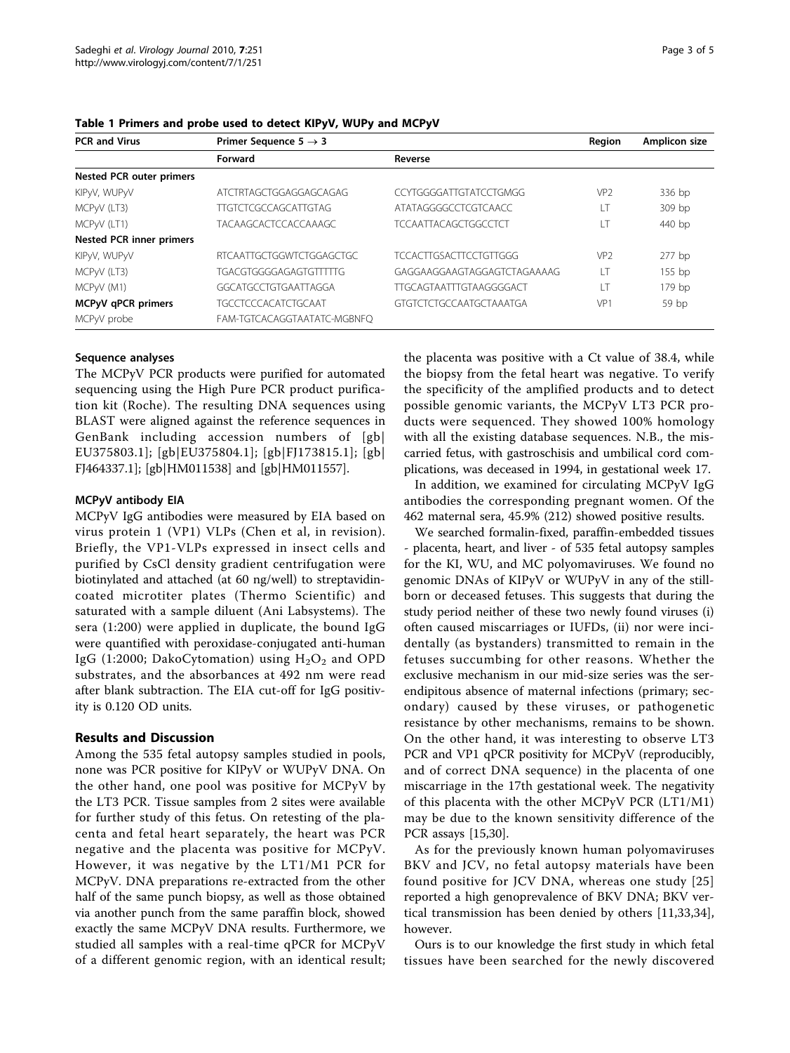**Table 1 Primers and probe used to detect KIPyV, WUPy and MCPyV**

| PCR and Virus | Primer Sequence 5 → 3 | | Region | Amplicon size |
|---|---|---|---|---|
| | Forward | Reverse | | |
| **Nested PCR outer primers** | | | | |
| KIPyV, WUPyV | ATCTRTAGCTGGAGGAGCAGAG | CCYTGGGGATTGTATCCTGMGG | VP2 | 336 bp |
| MCPyV (LT3) | TTGTCTCGCCAGCATTGTAG | ATATAGGGGCCTCGTCAACC | LT | 309 bp |
| MCPyV (LT1) | TACAAGCACTCCACCAAAGC | TCCAATTACAGCTGGCCTCT | LT | 440 bp |
| **Nested PCR inner primers** | | | | |
| KIPyV, WUPyV | RTCAATTGCTGGWTCTGGAGCTGC | TCCACTTGSACTTCCTGTTGGG | VP2 | 277 bp |
| MCPyV (LT3) | TGACGTGGGGAGAGTGTTTTTG | GAGGAAGGAAGTAGGAGTCTAGAAAAG | LT | 155 bp |
| MCPyV (M1) | GGCATGCCTGTGAATTAGGA | TTGCAGTAATTTGTAAGGGGACT | LT | 179 bp |
| **MCPyV qPCR primers** | TGCCTCCCACATCTGCAAT | GTGTCTCTGCCAATGCTAAATGA | VP1 | 59 bp |
| MCPyV probe | FAM-TGTCACAGGTAATATC-MGBNFQ | | | |

#### Sequence analyses

The MCPyV PCR products were purified for automated sequencing using the High Pure PCR product purification kit (Roche). The resulting DNA sequences using BLAST were aligned against the reference sequences in GenBank including accession numbers of [gb|EU375803.1]; [gb|EU375804.1]; [gb|FJ173815.1]; [gb|FJ464337.1]; [gb|HM011538] and [gb|HM011557].

#### MCPyV antibody EIA

MCPyV IgG antibodies were measured by EIA based on virus protein 1 (VP1) VLPs (Chen et al, in revision). Briefly, the VP1-VLPs expressed in insect cells and purified by CsCl density gradient centrifugation were biotinylated and attached (at 60 ng/well) to streptavidin-coated microtiter plates (Thermo Scientific) and saturated with a sample diluent (Ani Labsystems). The sera (1:200) were applied in duplicate, the bound IgG were quantified with peroxidase-conjugated anti-human IgG (1:2000; DakoCytomation) using $H_2O_2$ and OPD substrates, and the absorbances at 492 nm were read after blank subtraction. The EIA cut-off for IgG positivity is 0.120 OD units.

## Results and Discussion

Among the 535 fetal autopsy samples studied in pools, none was PCR positive for KIPyV or WUPyV DNA. On the other hand, one pool was positive for MCPyV by the LT3 PCR. Tissue samples from 2 sites were available for further study of this fetus. On retesting of the placenta and fetal heart separately, the heart was PCR negative and the placenta was positive for MCPyV. However, it was negative by the LT1/M1 PCR for MCPyV. DNA preparations re-extracted from the other half of the same punch biopsy, as well as those obtained via another punch from the same paraffin block, showed exactly the same MCPyV DNA results. Furthermore, we studied all samples with a real-time qPCR for MCPyV of a different genomic region, with an identical result; the placenta was positive with a Ct value of 38.4, while the biopsy from the fetal heart was negative. To verify the specificity of the amplified products and to detect possible genomic variants, the MCPyV LT3 PCR products were sequenced. They showed 100% homology with all the existing database sequences. N.B., the miscarried fetus, with gastroschisis and umbilical cord complications, was deceased in 1994, in gestational week 17.

In addition, we examined for circulating MCPyV IgG antibodies the corresponding pregnant women. Of the 462 maternal sera, 45.9% (212) showed positive results.

We searched formalin-fixed, paraffin-embedded tissues - placenta, heart, and liver - of 535 fetal autopsy samples for the KI, WU, and MC polyomaviruses. We found no genomic DNAs of KIPyV or WUPyV in any of the stillborn or deceased fetuses. This suggests that during the study period neither of these two newly found viruses (i) often caused miscarriages or IUFDs, (ii) nor were incidentally (as bystanders) transmitted to remain in the fetuses succumbing for other reasons. Whether the exclusive mechanism in our mid-size series was the serendipitous absence of maternal infections (primary; secondary) caused by these viruses, or pathogenetic resistance by other mechanisms, remains to be shown. On the other hand, it was interesting to observe LT3 PCR and VP1 qPCR positivity for MCPyV (reproducibly, and of correct DNA sequence) in the placenta of one miscarriage in the 17th gestational week. The negativity of this placenta with the other MCPyV PCR (LT1/M1) may be due to the known sensitivity difference of the PCR assays [15,30].

As for the previously known human polyomaviruses BKV and JCV, no fetal autopsy materials have been found positive for JCV DNA, whereas one study [25] reported a high genoprevalence of BKV DNA; BKV vertical transmission has been denied by others [11,33,34], however.

Ours is to our knowledge the first study in which fetal tissues have been searched for the newly discovered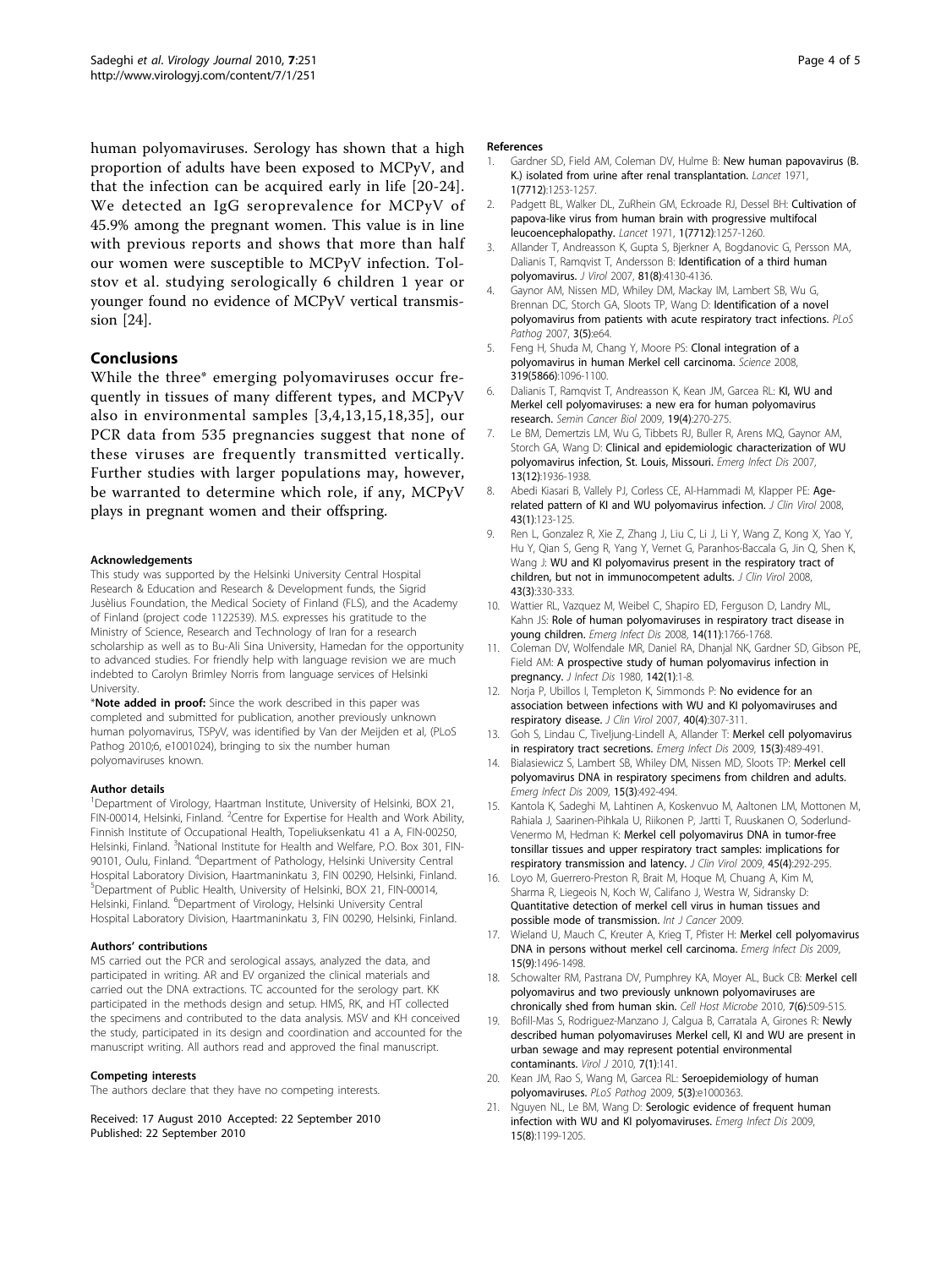human polyomaviruses. Serology has shown that a high proportion of adults have been exposed to MCPyV, and that the infection can be acquired early in life [20-24]. We detected an IgG seroprevalence for MCPyV of 45.9% among the pregnant women. This value is in line with previous reports and shows that more than half our women were susceptible to MCPyV infection. Tolstov et al. studying serologically 6 children 1 year or younger found no evidence of MCPyV vertical transmission [24].

## Conclusions

While the three* emerging polyomaviruses occur frequently in tissues of many different types, and MCPyV also in environmental samples [3,4,13,15,18,35], our PCR data from 535 pregnancies suggest that none of these viruses are frequently transmitted vertically. Further studies with larger populations may, however, be warranted to determine which role, if any, MCPyV plays in pregnant women and their offspring.

#### Acknowledgements

This study was supported by the Helsinki University Central Hospital Research & Education and Research & Development funds, the Sigrid Jusèlius Foundation, the Medical Society of Finland (FLS), and the Academy of Finland (project code 1122539). M.S. expresses his gratitude to the Ministry of Science, Research and Technology of Iran for a research scholarship as well as to Bu-Ali Sina University, Hamedan for the opportunity to advanced studies. For friendly help with language revision we are much indebted to Carolyn Brimley Norris from language services of Helsinki University.

***Note added in proof:** Since the work described in this paper was completed and submitted for publication, another previously unknown human polyomavirus, TSPyV, was identified by Van der Meijden et al, (PLoS Pathog 2010;6, e1001024), bringing to six the number human polyomaviruses known.

#### Author details

[1]Department of Virology, Haartman Institute, University of Helsinki, BOX 21, FIN-00014, Helsinki, Finland. [2]Centre for Expertise for Health and Work Ability, Finnish Institute of Occupational Health, Topeliuksenkatu 41 a A, FIN-00250, Helsinki, Finland. [3]National Institute for Health and Welfare, P.O. Box 301, FIN-90101, Oulu, Finland. [4]Department of Pathology, Helsinki University Central Hospital Laboratory Division, Haartmaninkatu 3, FIN 00290, Helsinki, Finland. [5]Department of Public Health, University of Helsinki, BOX 21, FIN-00014, Helsinki, Finland. [6]Department of Virology, Helsinki University Central Hospital Laboratory Division, Haartmaninkatu 3, FIN 00290, Helsinki, Finland.

#### Authors' contributions

MS carried out the PCR and serological assays, analyzed the data, and participated in writing. AR and EV organized the clinical materials and carried out the DNA extractions. TC accounted for the serology part. KK participated in the methods design and setup. HMS, RK, and HT collected the specimens and contributed to the data analysis. MSV and KH conceived the study, participated in its design and coordination and accounted for the manuscript writing. All authors read and approved the final manuscript.

#### Competing interests

The authors declare that they have no competing interests.

Received: 17 August 2010 Accepted: 22 September 2010
Published: 22 September 2010

#### References

1. Gardner SD, Field AM, Coleman DV, Hulme B: **New human papovavirus (B. K.) isolated from urine after renal transplantation.** *Lancet* 1971, **1(7712)**:1253-1257.
2. Padgett BL, Walker DL, ZuRhein GM, Eckroade RJ, Dessel BH: **Cultivation of papova-like virus from human brain with progressive multifocal leucoencephalopathy.** *Lancet* 1971, **1(7712)**:1257-1260.
3. Allander T, Andreasson K, Gupta S, Bjerkner A, Bogdanovic G, Persson MA, Dalianis T, Ramqvist T, Andersson B: **Identification of a third human polyomavirus.** *J Virol* 2007, **81(8)**:4130-4136.
4. Gaynor AM, Nissen MD, Whiley DM, Mackay IM, Lambert SB, Wu G, Brennan DC, Storch GA, Sloots TP, Wang D: **Identification of a novel polyomavirus from patients with acute respiratory tract infections.** *PLoS Pathog* 2007, **3(5)**:e64.
5. Feng H, Shuda M, Chang Y, Moore PS: **Clonal integration of a polyomavirus in human Merkel cell carcinoma.** *Science* 2008, **319(5866)**:1096-1100.
6. Dalianis T, Ramqvist T, Andreasson K, Kean JM, Garcea RL: **KI, WU and Merkel cell polyomaviruses: a new era for human polyomavirus research.** *Semin Cancer Biol* 2009, **19(4)**:270-275.
7. Le BM, Demertzis LM, Wu G, Tibbets RJ, Buller R, Arens MQ, Gaynor AM, Storch GA, Wang D: **Clinical and epidemiologic characterization of WU polyomavirus infection, St. Louis, Missouri.** *Emerg Infect Dis* 2007, **13(12)**:1936-1938.
8. Abedi Kiasari B, Vallely PJ, Corless CE, Al-Hammadi M, Klapper PE: **Age-related pattern of KI and WU polyomavirus infection.** *J Clin Virol* 2008, **43(1)**:123-125.
9. Ren L, Gonzalez R, Xie Z, Zhang J, Liu C, Li J, Li Y, Wang Z, Kong X, Yao Y, Hu Y, Qian S, Geng R, Yang Y, Vernet G, Paranhos-Baccala G, Jin Q, Shen K, Wang J: **WU and KI polyomavirus present in the respiratory tract of children, but not in immunocompetent adults.** *J Clin Virol* 2008, **43(3)**:330-333.
10. Wattier RL, Vazquez M, Weibel C, Shapiro ED, Ferguson D, Landry ML, Kahn JS: **Role of human polyomaviruses in respiratory tract disease in young children.** *Emerg Infect Dis* 2008, **14(11)**:1766-1768.
11. Coleman DV, Wolfendale MR, Daniel RA, Dhanjal NK, Gardner SD, Gibson PE, Field AM: **A prospective study of human polyomavirus infection in pregnancy.** *J Infect Dis* 1980, **142(1)**:1-8.
12. Norja P, Ubillos I, Templeton K, Simmonds P: **No evidence for an association between infections with WU and KI polyomaviruses and respiratory disease.** *J Clin Virol* 2007, **40(4)**:307-311.
13. Goh S, Lindau C, Tiveljung-Lindell A, Allander T: **Merkel cell polyomavirus in respiratory tract secretions.** *Emerg Infect Dis* 2009, **15(3)**:489-491.
14. Bialasiewicz S, Lambert SB, Whiley DM, Nissen MD, Sloots TP: **Merkel cell polyomavirus DNA in respiratory specimens from children and adults.** *Emerg Infect Dis* 2009, **15(3)**:492-494.
15. Kantola K, Sadeghi M, Lahtinen A, Koskenvuo M, Aaltonen LM, Mottonen M, Rahiala J, Saarinen-Pihkala U, Riikonen P, Jartti T, Ruuskanen O, Soderlund-Venermo M, Hedman K: **Merkel cell polyomavirus DNA in tumor-free tonsillar tissues and upper respiratory tract samples: implications for respiratory transmission and latency.** *J Clin Virol* 2009, **45(4)**:292-295.
16. Loyo M, Guerrero-Preston R, Brait M, Hoque M, Chuang A, Kim M, Sharma R, Liegeois N, Koch W, Califano J, Westra W, Sidransky D: **Quantitative detection of merkel cell virus in human tissues and possible mode of transmission.** *Int J Cancer* 2009.
17. Wieland U, Mauch C, Kreuter A, Krieg T, Pfister H: **Merkel cell polyomavirus DNA in persons without merkel cell carcinoma.** *Emerg Infect Dis* 2009, **15(9)**:1496-1498.
18. Schowalter RM, Pastrana DV, Pumphrey KA, Moyer AL, Buck CB: **Merkel cell polyomavirus and two previously unknown polyomaviruses are chronically shed from human skin.** *Cell Host Microbe* 2010, **7(6)**:509-515.
19. Bofill-Mas S, Rodriguez-Manzano J, Calgua B, Carratala A, Girones R: **Newly described human polyomaviruses Merkel cell, KI and WU are present in urban sewage and may represent potential environmental contaminants.** *Virol J* 2010, **7(1)**:141.
20. Kean JM, Rao S, Wang M, Garcea RL: **Seroepidemiology of human polyomaviruses.** *PLoS Pathog* 2009, **5(3)**:e1000363.
21. Nguyen NL, Le BM, Wang D: **Serologic evidence of frequent human infection with WU and KI polyomaviruses.** *Emerg Infect Dis* 2009, **15(8)**:1199-1205.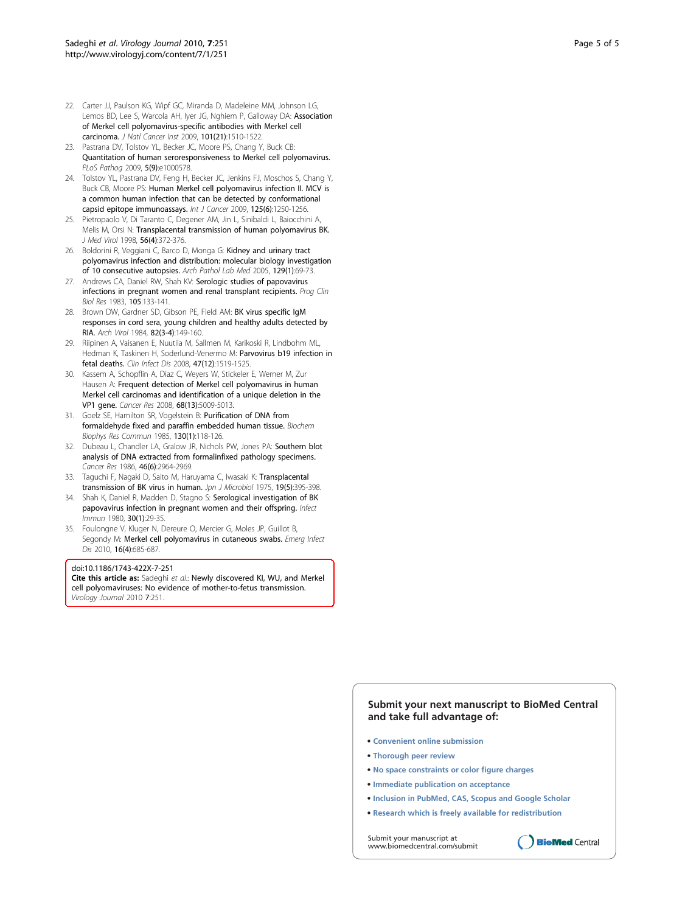22. Carter JJ, Paulson KG, Wipf GC, Miranda D, Madeleine MM, Johnson LG, Lemos BD, Lee S, Warcola AH, Iyer JG, Nghiem P, Galloway DA: **Association of Merkel cell polyomavirus-specific antibodies with Merkel cell carcinoma.** *J Natl Cancer Inst* 2009, **101(21)**:1510-1522.
23. Pastrana DV, Tolstov YL, Becker JC, Moore PS, Chang Y, Buck CB: **Quantitation of human seroresponsiveness to Merkel cell polyomavirus.** *PLoS Pathog* 2009, **5(9)**:e1000578.
24. Tolstov YL, Pastrana DV, Feng H, Becker JC, Jenkins FJ, Moschos S, Chang Y, Buck CB, Moore PS: **Human Merkel cell polyomavirus infection II. MCV is a common human infection that can be detected by conformational capsid epitope immunoassays.** *Int J Cancer* 2009, **125(6)**:1250-1256.
25. Pietropaolo V, Di Taranto C, Degener AM, Jin L, Sinibaldi L, Baiocchini A, Melis M, Orsi N: **Transplacental transmission of human polyomavirus BK.** *J Med Virol* 1998, **56(4)**:372-376.
26. Boldorini R, Veggiani C, Barco D, Monga G: **Kidney and urinary tract polyomavirus infection and distribution: molecular biology investigation of 10 consecutive autopsies.** *Arch Pathol Lab Med* 2005, **129(1)**:69-73.
27. Andrews CA, Daniel RW, Shah KV: **Serologic studies of papovavirus infections in pregnant women and renal transplant recipients.** *Prog Clin Biol Res* 1983, **105**:133-141.
28. Brown DW, Gardner SD, Gibson PE, Field AM: **BK virus specific IgM responses in cord sera, young children and healthy adults detected by RIA.** *Arch Virol* 1984, **82(3-4)**:149-160.
29. Riipinen A, Vaisanen E, Nuutila M, Sallmen M, Karikoski R, Lindbohm ML, Hedman K, Taskinen H, Soderlund-Venermo M: **Parvovirus b19 infection in fetal deaths.** *Clin Infect Dis* 2008, **47(12)**:1519-1525.
30. Kassem A, Schopflin A, Diaz C, Weyers W, Stickeler E, Werner M, Zur Hausen A: **Frequent detection of Merkel cell polyomavirus in human Merkel cell carcinomas and identification of a unique deletion in the VP1 gene.** *Cancer Res* 2008, **68(13)**:5009-5013.
31. Goelz SE, Hamilton SR, Vogelstein B: **Purification of DNA from formaldehyde fixed and paraffin embedded human tissue.** *Biochem Biophys Res Commun* 1985, **130(1)**:118-126.
32. Dubeau L, Chandler LA, Gralow JR, Nichols PW, Jones PA: **Southern blot analysis of DNA extracted from formalinfixed pathology specimens.** *Cancer Res* 1986, **46(6)**:2964-2969.
33. Taguchi F, Nagaki D, Saito M, Haruyama C, Iwasaki K: **Transplacental transmission of BK virus in human.** *Jpn J Microbiol* 1975, **19(5)**:395-398.
34. Shah K, Daniel R, Madden D, Stagno S: **Serological investigation of BK papovavirus infection in pregnant women and their offspring.** *Infect Immun* 1980, **30(1)**:29-35.
35. Foulongne V, Kluger N, Dereure O, Mercier G, Moles JP, Guillot B, Segondy M: **Merkel cell polyomavirus in cutaneous swabs.** *Emerg Infect Dis* 2010, **16(4)**:685-687.

doi:10.1186/1743-422X-7-251
**Cite this article as:** Sadeghi *et al.*: Newly discovered KI, WU, and Merkel cell polyomaviruses: No evidence of mother-to-fetus transmission. *Virology Journal* 2010 **7**:251.

**Submit your next manuscript to BioMed Central and take full advantage of:**

- Convenient online submission
- Thorough peer review
- No space constraints or color figure charges
- Immediate publication on acceptance
- Inclusion in PubMed, CAS, Scopus and Google Scholar
- Research which is freely available for redistribution

Submit your manuscript at
www.biomedcentral.com/submit

BioMed Central